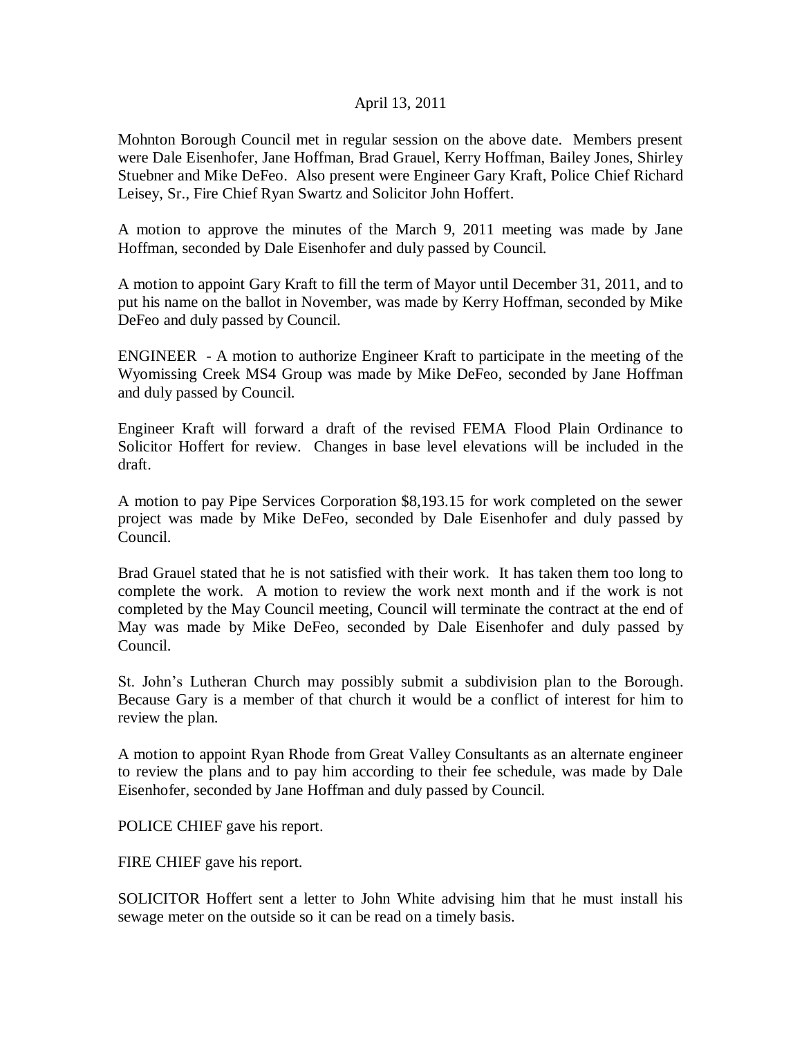April 13, 2011

Mohnton Borough Council met in regular session on the above date. Members present were Dale Eisenhofer, Jane Hoffman, Brad Grauel, Kerry Hoffman, Bailey Jones, Shirley Stuebner and Mike DeFeo. Also present were Engineer Gary Kraft, Police Chief Richard Leisey, Sr., Fire Chief Ryan Swartz and Solicitor John Hoffert.

A motion to approve the minutes of the March 9, 2011 meeting was made by Jane Hoffman, seconded by Dale Eisenhofer and duly passed by Council.

A motion to appoint Gary Kraft to fill the term of Mayor until December 31, 2011, and to put his name on the ballot in November, was made by Kerry Hoffman, seconded by Mike DeFeo and duly passed by Council.

ENGINEER - A motion to authorize Engineer Kraft to participate in the meeting of the Wyomissing Creek MS4 Group was made by Mike DeFeo, seconded by Jane Hoffman and duly passed by Council.

Engineer Kraft will forward a draft of the revised FEMA Flood Plain Ordinance to Solicitor Hoffert for review. Changes in base level elevations will be included in the draft.

A motion to pay Pipe Services Corporation $8,193.15 for work completed on the sewer project was made by Mike DeFeo, seconded by Dale Eisenhofer and duly passed by Council.

Brad Grauel stated that he is not satisfied with their work. It has taken them too long to complete the work. A motion to review the work next month and if the work is not completed by the May Council meeting, Council will terminate the contract at the end of May was made by Mike DeFeo, seconded by Dale Eisenhofer and duly passed by Council.

St. John's Lutheran Church may possibly submit a subdivision plan to the Borough. Because Gary is a member of that church it would be a conflict of interest for him to review the plan.

A motion to appoint Ryan Rhode from Great Valley Consultants as an alternate engineer to review the plans and to pay him according to their fee schedule, was made by Dale Eisenhofer, seconded by Jane Hoffman and duly passed by Council.

POLICE CHIEF gave his report.

FIRE CHIEF gave his report.

SOLICITOR Hoffert sent a letter to John White advising him that he must install his sewage meter on the outside so it can be read on a timely basis.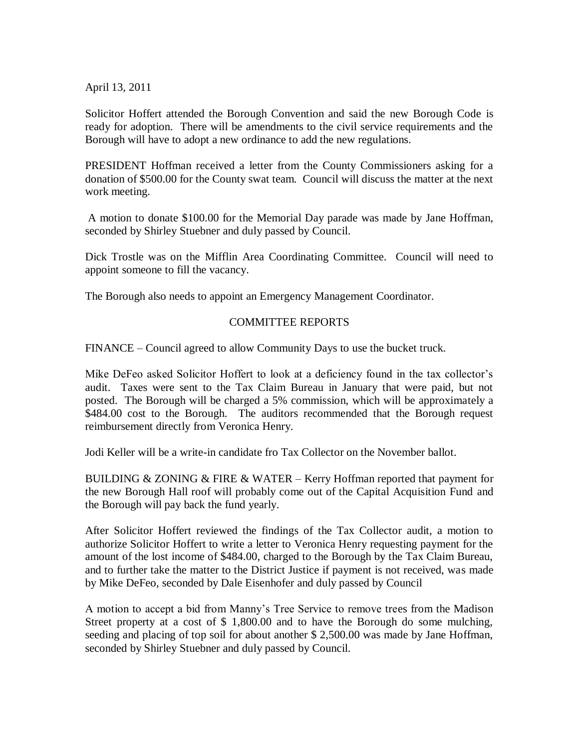April 13, 2011

Solicitor Hoffert attended the Borough Convention and said the new Borough Code is ready for adoption. There will be amendments to the civil service requirements and the Borough will have to adopt a new ordinance to add the new regulations.

PRESIDENT Hoffman received a letter from the County Commissioners asking for a donation of $500.00 for the County swat team. Council will discuss the matter at the next work meeting.

A motion to donate $100.00 for the Memorial Day parade was made by Jane Hoffman, seconded by Shirley Stuebner and duly passed by Council.

Dick Trostle was on the Mifflin Area Coordinating Committee. Council will need to appoint someone to fill the vacancy.

The Borough also needs to appoint an Emergency Management Coordinator.

## COMMITTEE REPORTS

FINANCE – Council agreed to allow Community Days to use the bucket truck.

Mike DeFeo asked Solicitor Hoffert to look at a deficiency found in the tax collector's audit. Taxes were sent to the Tax Claim Bureau in January that were paid, but not posted. The Borough will be charged a 5% commission, which will be approximately a $484.00 cost to the Borough. The auditors recommended that the Borough request reimbursement directly from Veronica Henry.

Jodi Keller will be a write-in candidate fro Tax Collector on the November ballot.

BUILDING & ZONING & FIRE & WATER – Kerry Hoffman reported that payment for the new Borough Hall roof will probably come out of the Capital Acquisition Fund and the Borough will pay back the fund yearly.

After Solicitor Hoffert reviewed the findings of the Tax Collector audit, a motion to authorize Solicitor Hoffert to write a letter to Veronica Henry requesting payment for the amount of the lost income of $484.00, charged to the Borough by the Tax Claim Bureau, and to further take the matter to the District Justice if payment is not received, was made by Mike DeFeo, seconded by Dale Eisenhofer and duly passed by Council

A motion to accept a bid from Manny's Tree Service to remove trees from the Madison Street property at a cost of $ 1,800.00 and to have the Borough do some mulching, seeding and placing of top soil for about another $ 2,500.00 was made by Jane Hoffman, seconded by Shirley Stuebner and duly passed by Council.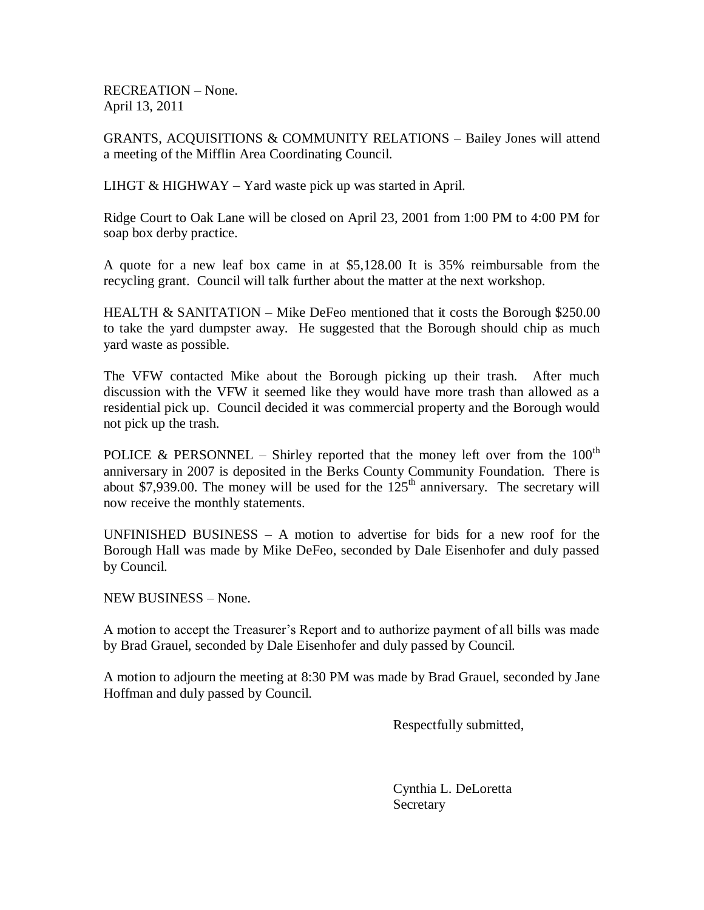RECREATION – None.
April 13, 2011

GRANTS, ACQUISITIONS & COMMUNITY RELATIONS – Bailey Jones will attend a meeting of the Mifflin Area Coordinating Council.

LIHGT & HIGHWAY – Yard waste pick up was started in April.

Ridge Court to Oak Lane will be closed on April 23, 2001 from 1:00 PM to 4:00 PM for soap box derby practice.

A quote for a new leaf box came in at $5,128.00 It is 35% reimbursable from the recycling grant. Council will talk further about the matter at the next workshop.

HEALTH & SANITATION – Mike DeFeo mentioned that it costs the Borough $250.00 to take the yard dumpster away. He suggested that the Borough should chip as much yard waste as possible.

The VFW contacted Mike about the Borough picking up their trash. After much discussion with the VFW it seemed like they would have more trash than allowed as a residential pick up. Council decided it was commercial property and the Borough would not pick up the trash.

POLICE & PERSONNEL – Shirley reported that the money left over from the 100th anniversary in 2007 is deposited in the Berks County Community Foundation. There is about $7,939.00. The money will be used for the 125th anniversary. The secretary will now receive the monthly statements.

UNFINISHED BUSINESS – A motion to advertise for bids for a new roof for the Borough Hall was made by Mike DeFeo, seconded by Dale Eisenhofer and duly passed by Council.

NEW BUSINESS – None.

A motion to accept the Treasurer's Report and to authorize payment of all bills was made by Brad Grauel, seconded by Dale Eisenhofer and duly passed by Council.

A motion to adjourn the meeting at 8:30 PM was made by Brad Grauel, seconded by Jane Hoffman and duly passed by Council.

Respectfully submitted,

Cynthia L. DeLoretta
Secretary